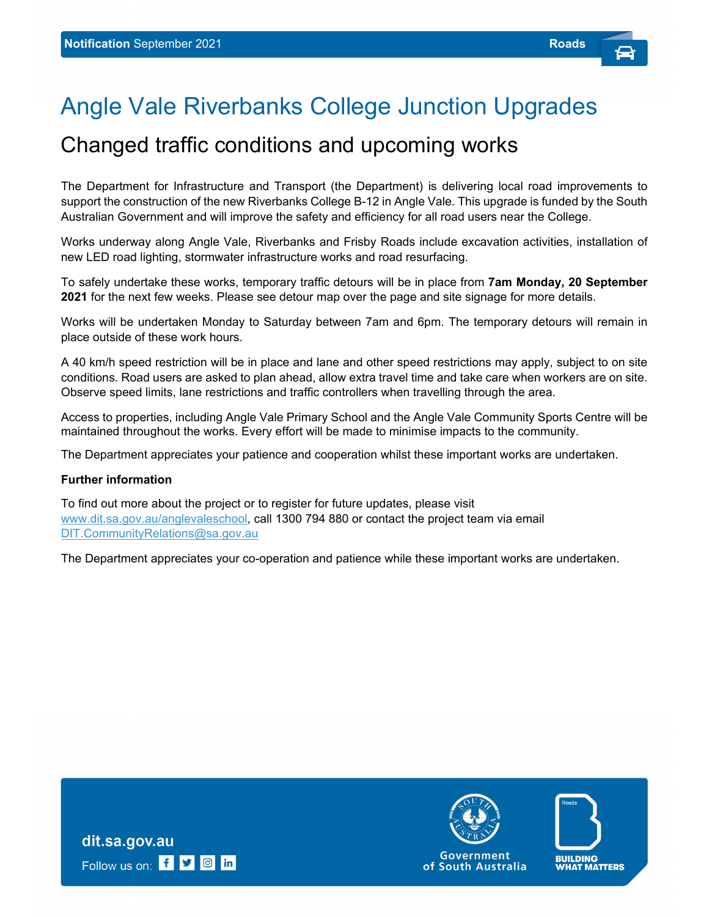**Notification** September 2021 | Roads

# Angle Vale Riverbanks College Junction Upgrades

## Changed traffic conditions and upcoming works

The Department for Infrastructure and Transport (the Department) is delivering local road improvements to support the construction of the new Riverbanks College B-12 in Angle Vale. This upgrade is funded by the South Australian Government and will improve the safety and efficiency for all road users near the College.

Works underway along Angle Vale, Riverbanks and Frisby Roads include excavation activities, installation of new LED road lighting, stormwater infrastructure works and road resurfacing.

To safely undertake these works, temporary traffic detours will be in place from **7am Monday, 20 September 2021** for the next few weeks. Please see detour map over the page and site signage for more details.

Works will be undertaken Monday to Saturday between 7am and 6pm. The temporary detours will remain in place outside of these work hours.

A 40 km/h speed restriction will be in place and lane and other speed restrictions may apply, subject to on site conditions. Road users are asked to plan ahead, allow extra travel time and take care when workers are on site. Observe speed limits, lane restrictions and traffic controllers when travelling through the area.

Access to properties, including Angle Vale Primary School and the Angle Vale Community Sports Centre will be maintained throughout the works. Every effort will be made to minimise impacts to the community.

The Department appreciates your patience and cooperation whilst these important works are undertaken.

**Further information**

To find out more about the project or to register for future updates, please visit www.dit.sa.gov.au/anglevaleschool, call 1300 794 880 or contact the project team via email DIT.CommunityRelations@sa.gov.au

The Department appreciates your co-operation and patience while these important works are undertaken.

**dit.sa.gov.au**

Follow us on:

Government of South Australia

BUILDING WHAT MATTERS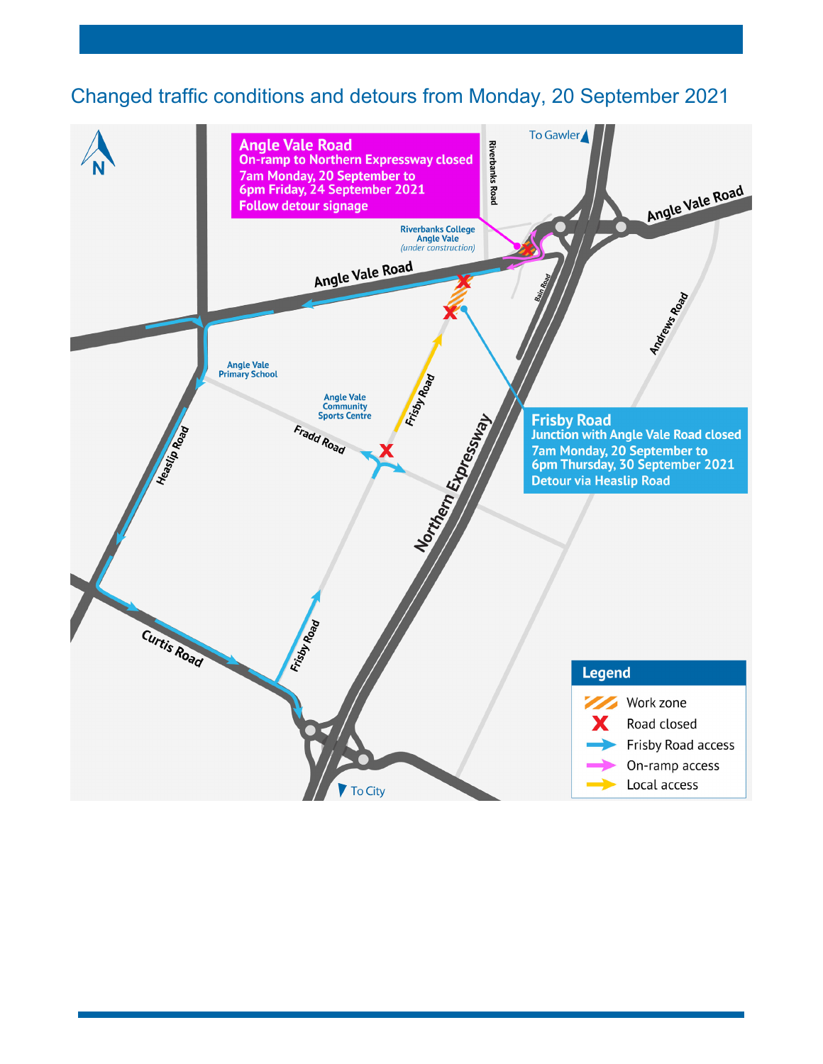## Changed traffic conditions and detours from Monday, 20 September 2021

**Angle Vale Road**
On-ramp to Northern Expressway closed
7am Monday, 20 September to
6pm Friday, 24 September 2021
Follow detour signage

**Frisby Road**
Junction with Angle Vale Road closed
7am Monday, 20 September to
6pm Thursday, 30 September 2021
Detour via Heaslip Road

N

To Gawler

To City

Angle Vale Road

Riverbanks Road

Riverbanks College Angle Vale *(under construction)*

Bain Road

Andrews Road

Angle Vale Primary School

Angle Vale Community Sports Centre

Fradd Road

Frisby Road

Heaslip Road

Northern Expressway

Curtis Road

**Legend**

- Work zone
- Road closed
- Frisby Road access
- On-ramp access
- Local access